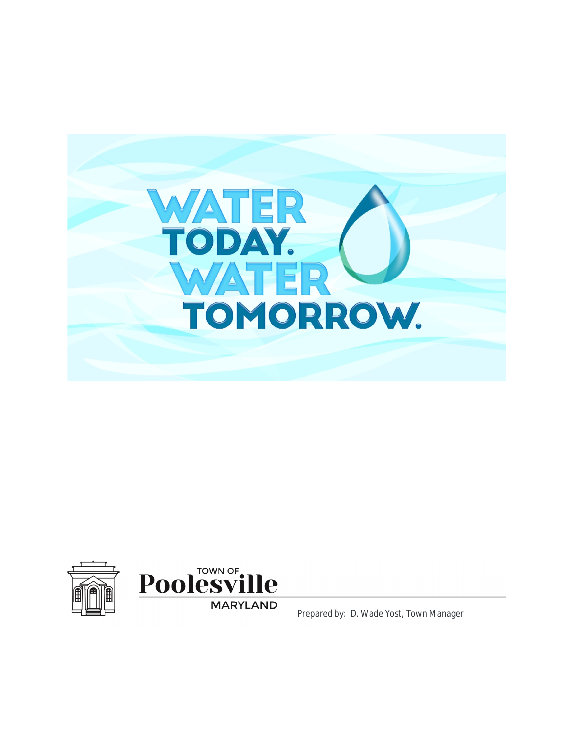# WATER TODAY. WATER TOMORROW.

TOWN OF
**Poolesville**
MARYLAND

Prepared by: D. Wade Yost, Town Manager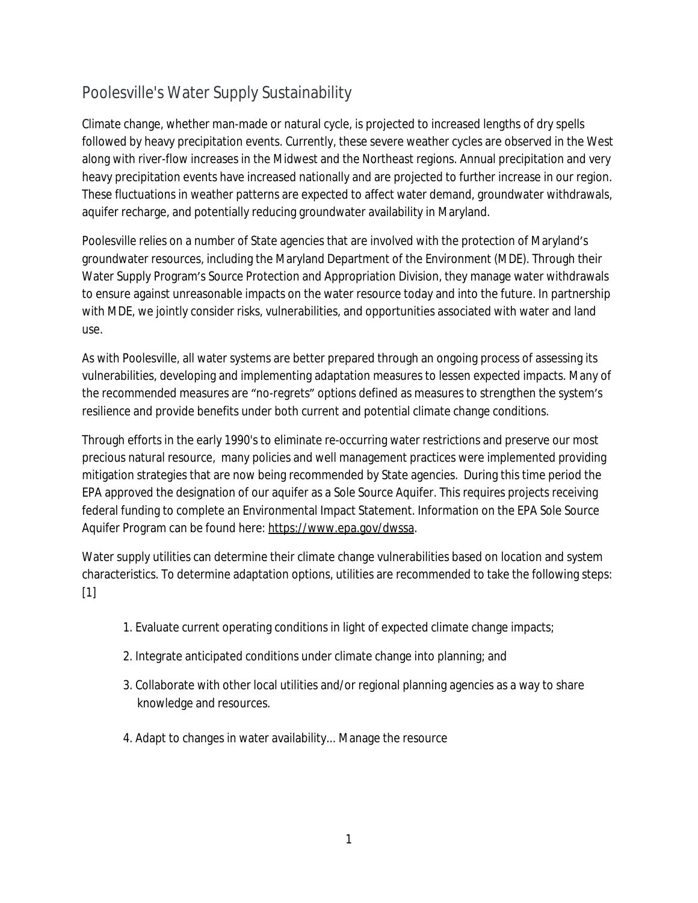# Poolesville's Water Supply Sustainability

Climate change, whether man-made or natural cycle, is projected to increased lengths of dry spells followed by heavy precipitation events. Currently, these severe weather cycles are observed in the West along with river-flow increases in the Midwest and the Northeast regions. Annual precipitation and very heavy precipitation events have increased nationally and are projected to further increase in our region. These fluctuations in weather patterns are expected to affect water demand, groundwater withdrawals, aquifer recharge, and potentially reducing groundwater availability in Maryland.

Poolesville relies on a number of State agencies that are involved with the protection of Maryland's groundwater resources, including the Maryland Department of the Environment (MDE). Through their Water Supply Program's Source Protection and Appropriation Division, they manage water withdrawals to ensure against unreasonable impacts on the water resource today and into the future. In partnership with MDE, we jointly consider risks, vulnerabilities, and opportunities associated with water and land use.

As with Poolesville, all water systems are better prepared through an ongoing process of assessing its vulnerabilities, developing and implementing adaptation measures to lessen expected impacts. Many of the recommended measures are "no-regrets" options defined as measures to strengthen the system's resilience and provide benefits under both current and potential climate change conditions.

Through efforts in the early 1990's to eliminate re-occurring water restrictions and preserve our most precious natural resource, many policies and well management practices were implemented providing mitigation strategies that are now being recommended by State agencies. During this time period the EPA approved the designation of our aquifer as a Sole Source Aquifer. This requires projects receiving federal funding to complete an Environmental Impact Statement. Information on the EPA Sole Source Aquifer Program can be found here: https://www.epa.gov/dwssa.

Water supply utilities can determine their climate change vulnerabilities based on location and system characteristics. To determine adaptation options, utilities are recommended to take the following steps: [1]

1. Evaluate current operating conditions in light of expected climate change impacts;
2. Integrate anticipated conditions under climate change into planning; and
3. Collaborate with other local utilities and/or regional planning agencies as a way to share knowledge and resources.
4. Adapt to changes in water availability... Manage the resource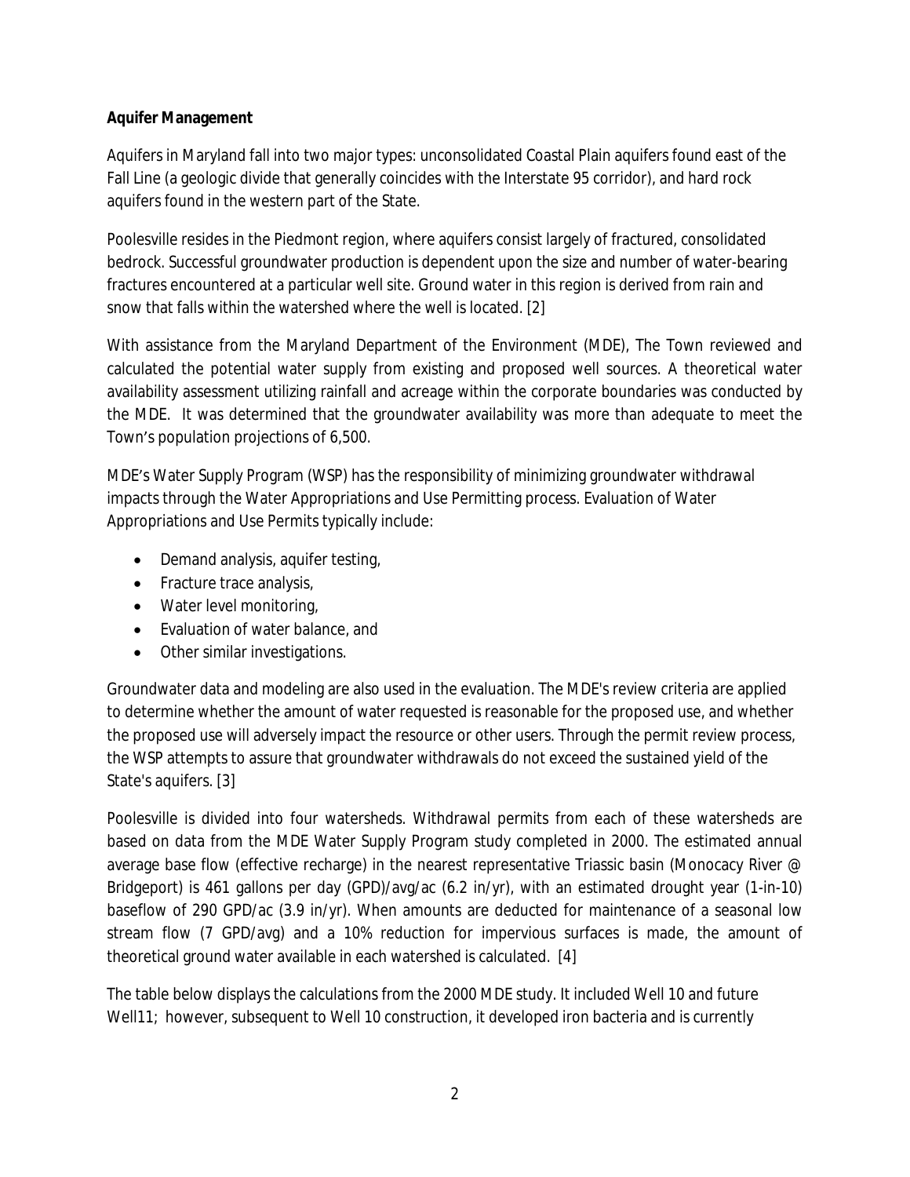**Aquifer Management**

Aquifers in Maryland fall into two major types: unconsolidated Coastal Plain aquifers found east of the Fall Line (a geologic divide that generally coincides with the Interstate 95 corridor), and hard rock aquifers found in the western part of the State.

Poolesville resides in the Piedmont region, where aquifers consist largely of fractured, consolidated bedrock. Successful groundwater production is dependent upon the size and number of water-bearing fractures encountered at a particular well site. Ground water in this region is derived from rain and snow that falls within the watershed where the well is located. [2]

With assistance from the Maryland Department of the Environment (MDE), The Town reviewed and calculated the potential water supply from existing and proposed well sources. A theoretical water availability assessment utilizing rainfall and acreage within the corporate boundaries was conducted by the MDE. It was determined that the groundwater availability was more than adequate to meet the Town's population projections of 6,500.

MDE's Water Supply Program (WSP) has the responsibility of minimizing groundwater withdrawal impacts through the Water Appropriations and Use Permitting process. Evaluation of Water Appropriations and Use Permits typically include:

- Demand analysis, aquifer testing,
- Fracture trace analysis,
- Water level monitoring,
- Evaluation of water balance, and
- Other similar investigations.

Groundwater data and modeling are also used in the evaluation. The MDE's review criteria are applied to determine whether the amount of water requested is reasonable for the proposed use, and whether the proposed use will adversely impact the resource or other users. Through the permit review process, the WSP attempts to assure that groundwater withdrawals do not exceed the sustained yield of the State's aquifers. [3]

Poolesville is divided into four watersheds. Withdrawal permits from each of these watersheds are based on data from the MDE Water Supply Program study completed in 2000. The estimated annual average base flow (effective recharge) in the nearest representative Triassic basin (Monocacy River @ Bridgeport) is 461 gallons per day (GPD)/avg/ac (6.2 in/yr), with an estimated drought year (1-in-10) baseflow of 290 GPD/ac (3.9 in/yr). When amounts are deducted for maintenance of a seasonal low stream flow (7 GPD/avg) and a 10% reduction for impervious surfaces is made, the amount of theoretical ground water available in each watershed is calculated. [4]

The table below displays the calculations from the 2000 MDE study. It included Well 10 and future Well11; however, subsequent to Well 10 construction, it developed iron bacteria and is currently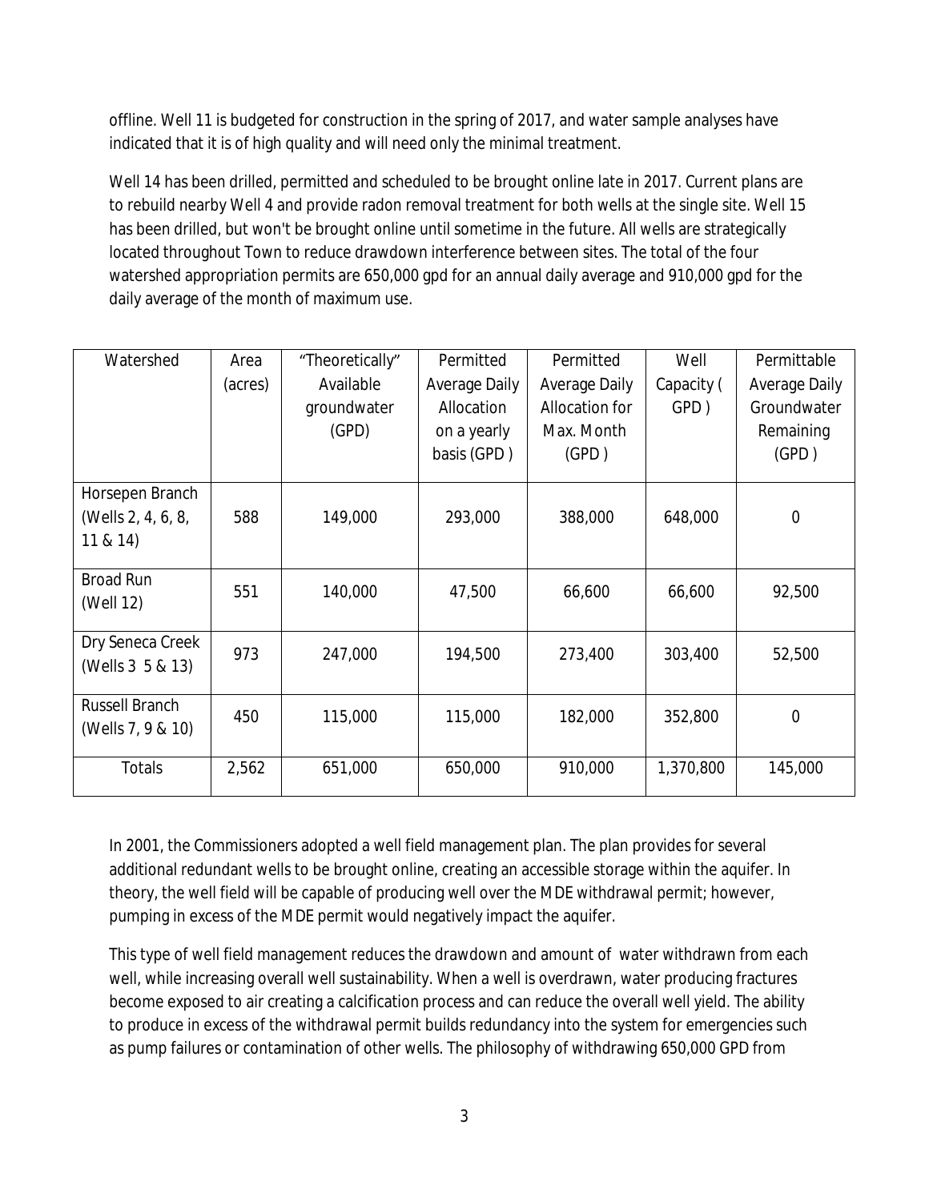offline. Well 11 is budgeted for construction in the spring of 2017, and water sample analyses have indicated that it is of high quality and will need only the minimal treatment.

Well 14 has been drilled, permitted and scheduled to be brought online late in 2017. Current plans are to rebuild nearby Well 4 and provide radon removal treatment for both wells at the single site. Well 15 has been drilled, but won't be brought online until sometime in the future. All wells are strategically located throughout Town to reduce drawdown interference between sites. The total of the four watershed appropriation permits are 650,000 gpd for an annual daily average and 910,000 gpd for the daily average of the month of maximum use.

| Watershed | Area (acres) | "Theoretically" Available groundwater (GPD) | Permitted Average Daily Allocation on a yearly basis (GPD ) | Permitted Average Daily Allocation for Max. Month (GPD ) | Well Capacity ( GPD ) | Permittable Average Daily Groundwater Remaining (GPD ) |
|---|---|---|---|---|---|---|
| Horsepen Branch (Wells 2, 4, 6, 8, 11 & 14) | 588 | 149,000 | 293,000 | 388,000 | 648,000 | 0 |
| Broad Run (Well 12) | 551 | 140,000 | 47,500 | 66,600 | 66,600 | 92,500 |
| Dry Seneca Creek (Wells 3 5 & 13) | 973 | 247,000 | 194,500 | 273,400 | 303,400 | 52,500 |
| Russell Branch (Wells 7, 9 & 10) | 450 | 115,000 | 115,000 | 182,000 | 352,800 | 0 |
| Totals | 2,562 | 651,000 | 650,000 | 910,000 | 1,370,800 | 145,000 |

In 2001, the Commissioners adopted a well field management plan. The plan provides for several additional redundant wells to be brought online, creating an accessible storage within the aquifer. In theory, the well field will be capable of producing well over the MDE withdrawal permit; however, pumping in excess of the MDE permit would negatively impact the aquifer.

This type of well field management reduces the drawdown and amount of water withdrawn from each well, while increasing overall well sustainability. When a well is overdrawn, water producing fractures become exposed to air creating a calcification process and can reduce the overall well yield. The ability to produce in excess of the withdrawal permit builds redundancy into the system for emergencies such as pump failures or contamination of other wells. The philosophy of withdrawing 650,000 GPD from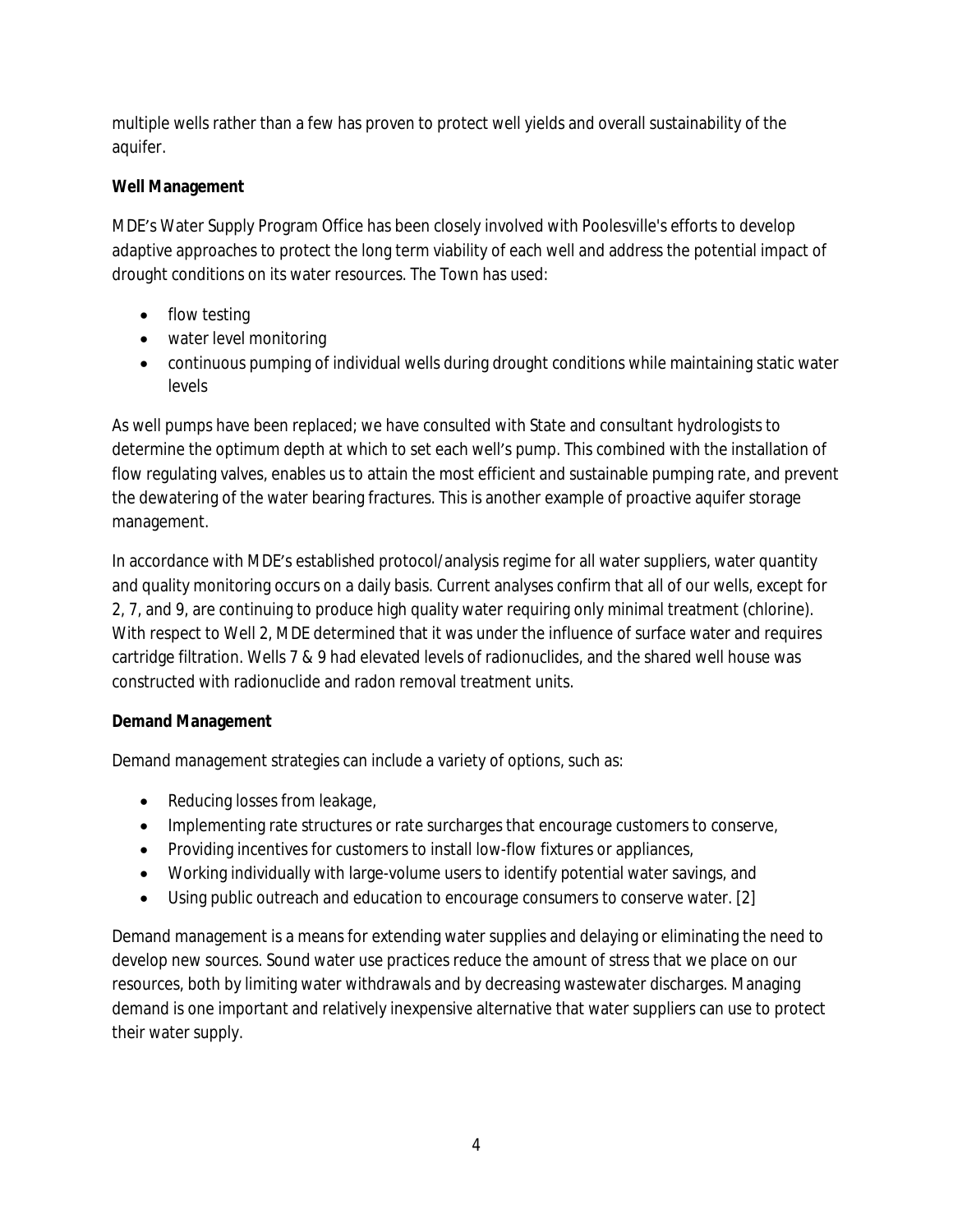multiple wells rather than a few has proven to protect well yields and overall sustainability of the aquifer.

**Well Management**

MDE's Water Supply Program Office has been closely involved with Poolesville's efforts to develop adaptive approaches to protect the long term viability of each well and address the potential impact of drought conditions on its water resources. The Town has used:

- flow testing
- water level monitoring
- continuous pumping of individual wells during drought conditions while maintaining static water levels

As well pumps have been replaced; we have consulted with State and consultant hydrologists to determine the optimum depth at which to set each well's pump. This combined with the installation of flow regulating valves, enables us to attain the most efficient and sustainable pumping rate, and prevent the dewatering of the water bearing fractures. This is another example of proactive aquifer storage management.

In accordance with MDE's established protocol/analysis regime for all water suppliers, water quantity and quality monitoring occurs on a daily basis. Current analyses confirm that all of our wells, except for 2, 7, and 9, are continuing to produce high quality water requiring only minimal treatment (chlorine). With respect to Well 2, MDE determined that it was under the influence of surface water and requires cartridge filtration. Wells 7 & 9 had elevated levels of radionuclides, and the shared well house was constructed with radionuclide and radon removal treatment units.

**Demand Management**

Demand management strategies can include a variety of options, such as:

- Reducing losses from leakage,
- Implementing rate structures or rate surcharges that encourage customers to conserve,
- Providing incentives for customers to install low-flow fixtures or appliances,
- Working individually with large-volume users to identify potential water savings, and
- Using public outreach and education to encourage consumers to conserve water. [2]

Demand management is a means for extending water supplies and delaying or eliminating the need to develop new sources. Sound water use practices reduce the amount of stress that we place on our resources, both by limiting water withdrawals and by decreasing wastewater discharges. Managing demand is one important and relatively inexpensive alternative that water suppliers can use to protect their water supply.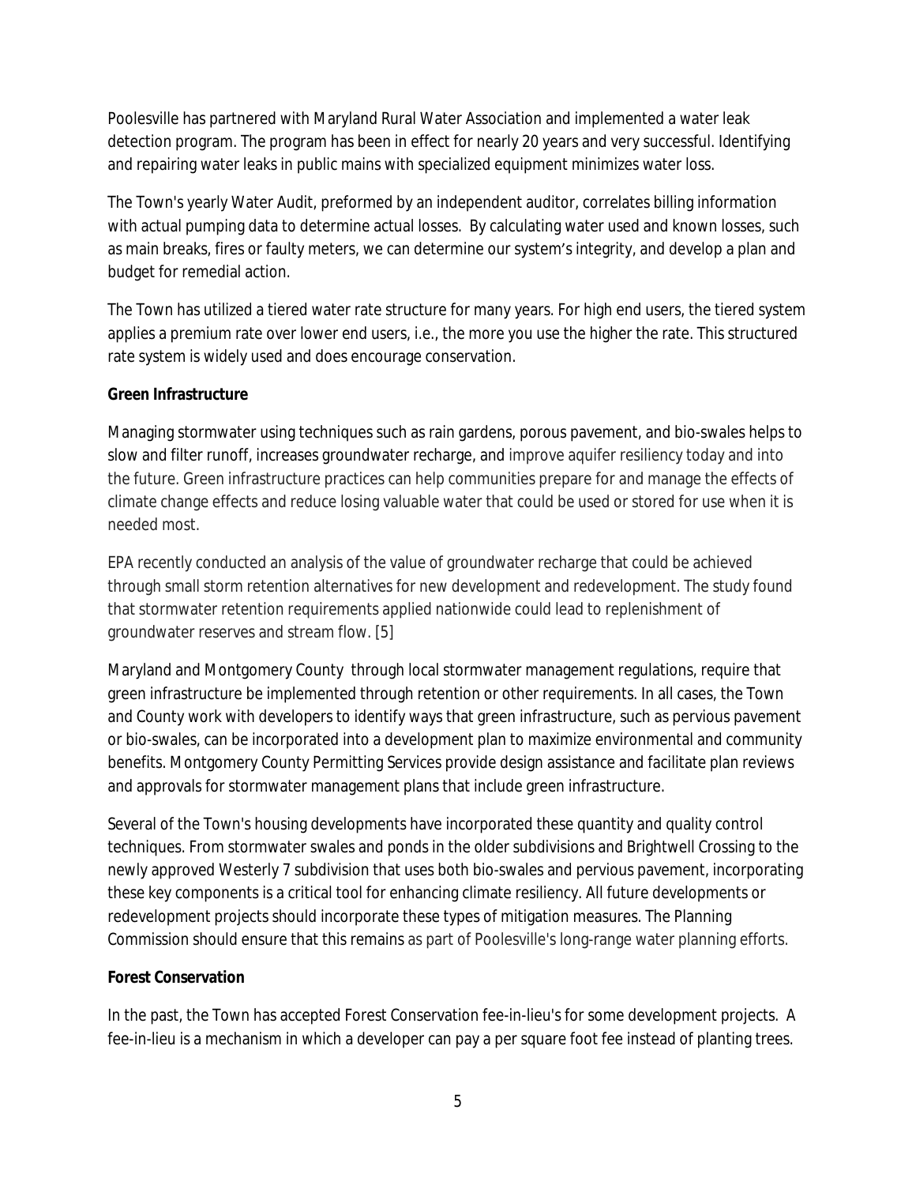Poolesville has partnered with Maryland Rural Water Association and implemented a water leak detection program. The program has been in effect for nearly 20 years and very successful. Identifying and repairing water leaks in public mains with specialized equipment minimizes water loss.

The Town's yearly Water Audit, preformed by an independent auditor, correlates billing information with actual pumping data to determine actual losses. By calculating water used and known losses, such as main breaks, fires or faulty meters, we can determine our system's integrity, and develop a plan and budget for remedial action.

The Town has utilized a tiered water rate structure for many years. For high end users, the tiered system applies a premium rate over lower end users, i.e., the more you use the higher the rate. This structured rate system is widely used and does encourage conservation.

**Green Infrastructure**

Managing stormwater using techniques such as rain gardens, porous pavement, and bio-swales helps to slow and filter runoff, increases groundwater recharge, and improve aquifer resiliency today and into the future. Green infrastructure practices can help communities prepare for and manage the effects of climate change effects and reduce losing valuable water that could be used or stored for use when it is needed most.

EPA recently conducted an analysis of the value of groundwater recharge that could be achieved through small storm retention alternatives for new development and redevelopment. The study found that stormwater retention requirements applied nationwide could lead to replenishment of groundwater reserves and stream flow. [5]

Maryland and Montgomery County through local stormwater management regulations, require that green infrastructure be implemented through retention or other requirements. In all cases, the Town and County work with developers to identify ways that green infrastructure, such as pervious pavement or bio-swales, can be incorporated into a development plan to maximize environmental and community benefits. Montgomery County Permitting Services provide design assistance and facilitate plan reviews and approvals for stormwater management plans that include green infrastructure.

Several of the Town's housing developments have incorporated these quantity and quality control techniques. From stormwater swales and ponds in the older subdivisions and Brightwell Crossing to the newly approved Westerly 7 subdivision that uses both bio-swales and pervious pavement, incorporating these key components is a critical tool for enhancing climate resiliency. All future developments or redevelopment projects should incorporate these types of mitigation measures. The Planning Commission should ensure that this remains as part of Poolesville's long-range water planning efforts.

**Forest Conservation**

In the past, the Town has accepted Forest Conservation fee-in-lieu's for some development projects. A fee-in-lieu is a mechanism in which a developer can pay a per square foot fee instead of planting trees.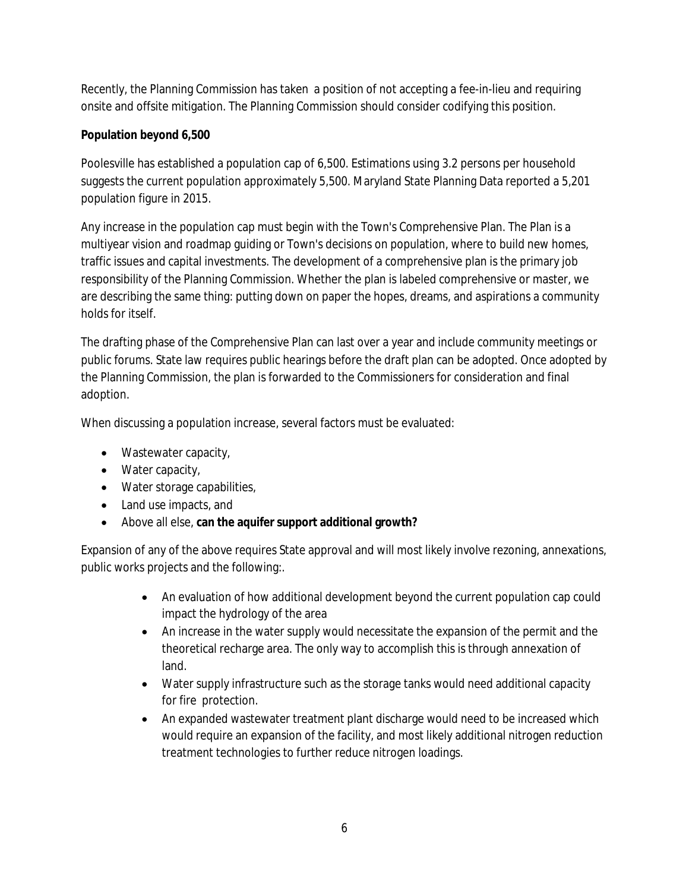Recently, the Planning Commission has taken a position of not accepting a fee-in-lieu and requiring onsite and offsite mitigation. The Planning Commission should consider codifying this position.

**Population beyond 6,500**

Poolesville has established a population cap of 6,500. Estimations using 3.2 persons per household suggests the current population approximately 5,500. Maryland State Planning Data reported a 5,201 population figure in 2015.

Any increase in the population cap must begin with the Town's Comprehensive Plan. The Plan is a multiyear vision and roadmap guiding or Town's decisions on population, where to build new homes, traffic issues and capital investments. The development of a comprehensive plan is the primary job responsibility of the Planning Commission. Whether the plan is labeled comprehensive or master, we are describing the same thing: putting down on paper the hopes, dreams, and aspirations a community holds for itself.

The drafting phase of the Comprehensive Plan can last over a year and include community meetings or public forums. State law requires public hearings before the draft plan can be adopted. Once adopted by the Planning Commission, the plan is forwarded to the Commissioners for consideration and final adoption.

When discussing a population increase, several factors must be evaluated:

- Wastewater capacity,
- Water capacity,
- Water storage capabilities,
- Land use impacts, and
- Above all else, **can the aquifer support additional growth?**

Expansion of any of the above requires State approval and will most likely involve rezoning, annexations, public works projects and the following:.

- An evaluation of how additional development beyond the current population cap could impact the hydrology of the area
- An increase in the water supply would necessitate the expansion of the permit and the theoretical recharge area. The only way to accomplish this is through annexation of land.
- Water supply infrastructure such as the storage tanks would need additional capacity for fire protection.
- An expanded wastewater treatment plant discharge would need to be increased which would require an expansion of the facility, and most likely additional nitrogen reduction treatment technologies to further reduce nitrogen loadings.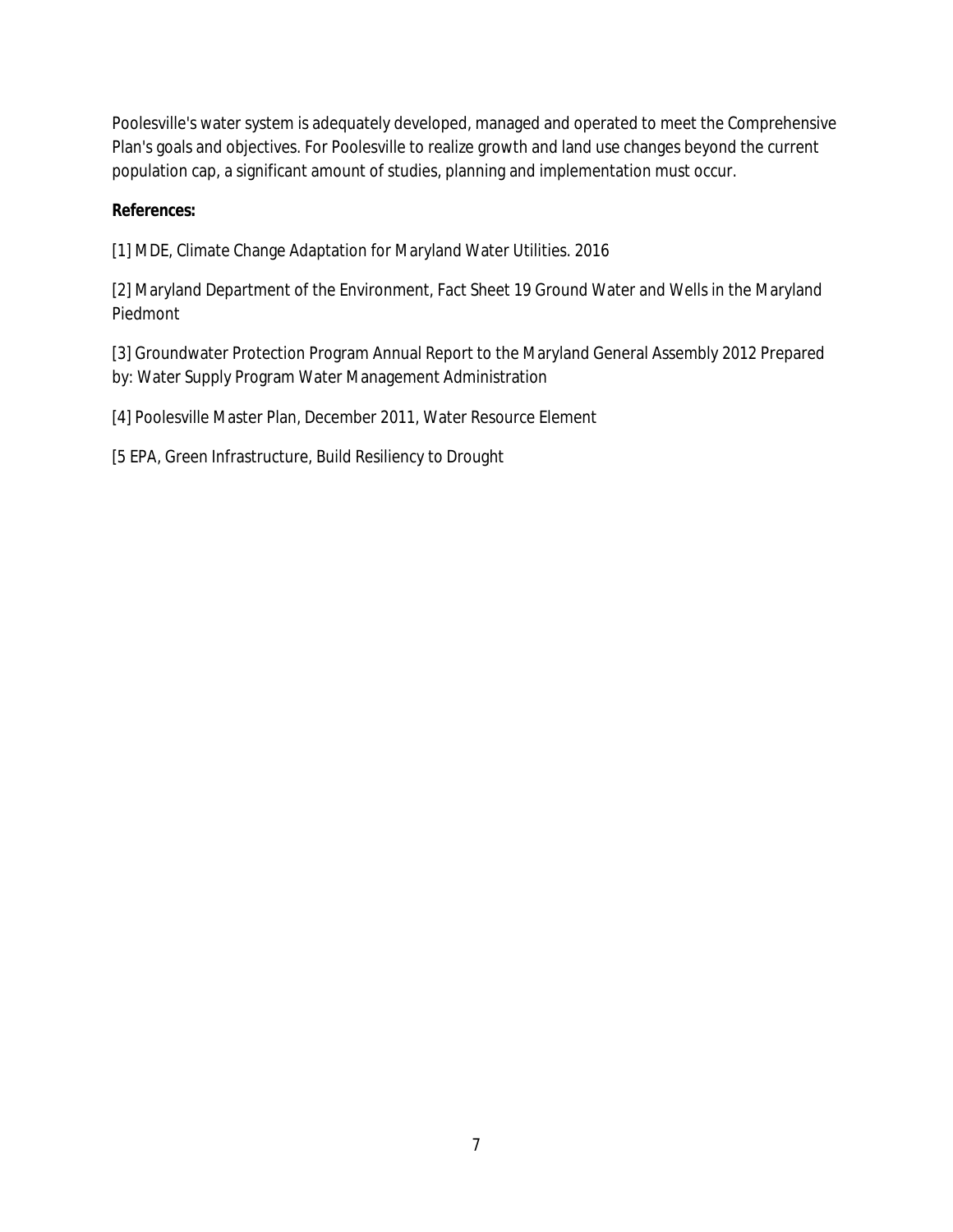Poolesville's water system is adequately developed, managed and operated to meet the Comprehensive Plan's goals and objectives. For Poolesville to realize growth and land use changes beyond the current population cap, a significant amount of studies, planning and implementation must occur.

**References:**

[1] MDE, Climate Change Adaptation for Maryland Water Utilities. 2016

[2] Maryland Department of the Environment, Fact Sheet 19 Ground Water and Wells in the Maryland Piedmont

[3] Groundwater Protection Program Annual Report to the Maryland General Assembly 2012 Prepared by: Water Supply Program Water Management Administration

[4] Poolesville Master Plan, December 2011, Water Resource Element

[5 EPA, Green Infrastructure, Build Resiliency to Drought